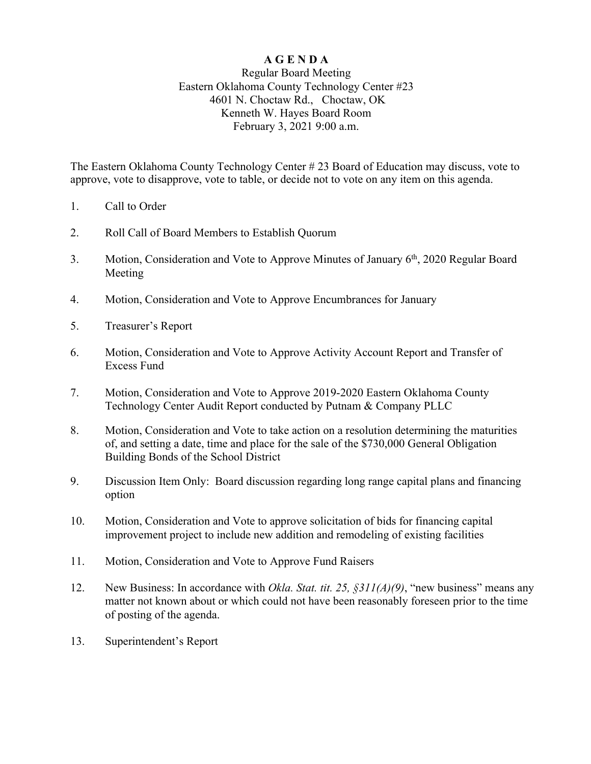# A G E N D A

Regular Board Meeting
Eastern Oklahoma County Technology Center #23
4601 N. Choctaw Rd., Choctaw, OK
Kenneth W. Hayes Board Room
February 3, 2021 9:00 a.m.

The Eastern Oklahoma County Technology Center # 23 Board of Education may discuss, vote to approve, vote to disapprove, vote to table, or decide not to vote on any item on this agenda.

1. Call to Order

2. Roll Call of Board Members to Establish Quorum

3. Motion, Consideration and Vote to Approve Minutes of January 6th, 2020 Regular Board Meeting

4. Motion, Consideration and Vote to Approve Encumbrances for January

5. Treasurer's Report

6. Motion, Consideration and Vote to Approve Activity Account Report and Transfer of Excess Fund

7. Motion, Consideration and Vote to Approve 2019-2020 Eastern Oklahoma County Technology Center Audit Report conducted by Putnam & Company PLLC

8. Motion, Consideration and Vote to take action on a resolution determining the maturities of, and setting a date, time and place for the sale of the $730,000 General Obligation Building Bonds of the School District

9. Discussion Item Only: Board discussion regarding long range capital plans and financing option

10. Motion, Consideration and Vote to approve solicitation of bids for financing capital improvement project to include new addition and remodeling of existing facilities

11. Motion, Consideration and Vote to Approve Fund Raisers

12. New Business: In accordance with *Okla. Stat. tit. 25, §311(A)(9)*, "new business" means any matter not known about or which could not have been reasonably foreseen prior to the time of posting of the agenda.

13. Superintendent's Report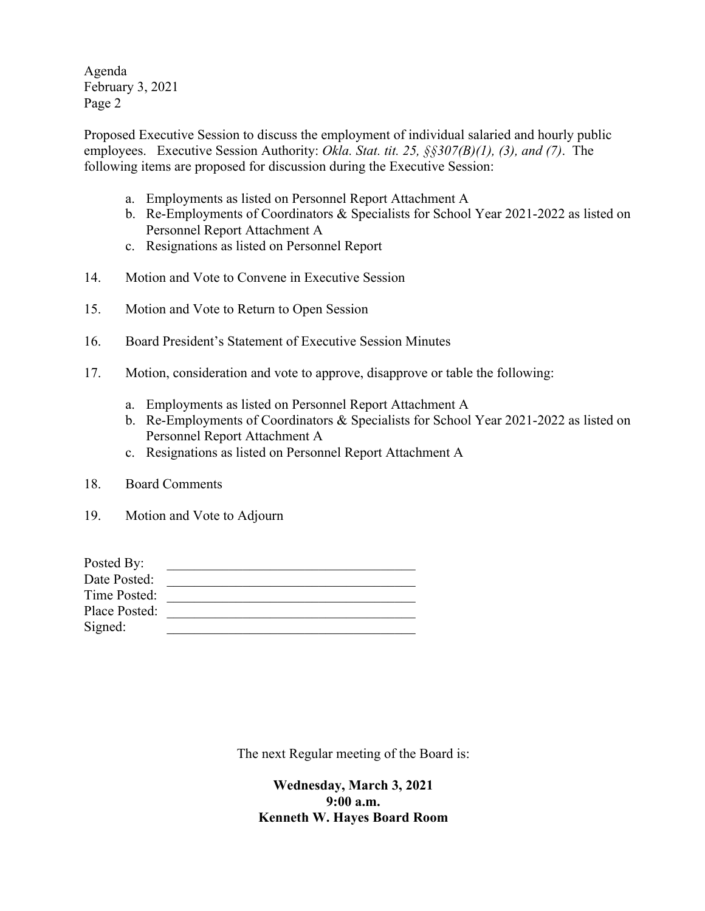Proposed Executive Session to discuss the employment of individual salaried and hourly public employees. Executive Session Authority: *Okla. Stat. tit. 25, §§307(B)(1), (3), and (7)*. The following items are proposed for discussion during the Executive Session:

a. Employments as listed on Personnel Report Attachment A
b. Re-Employments of Coordinators & Specialists for School Year 2021-2022 as listed on Personnel Report Attachment A
c. Resignations as listed on Personnel Report

14. Motion and Vote to Convene in Executive Session

15. Motion and Vote to Return to Open Session

16. Board President's Statement of Executive Session Minutes

17. Motion, consideration and vote to approve, disapprove or table the following:

    a. Employments as listed on Personnel Report Attachment A
    b. Re-Employments of Coordinators & Specialists for School Year 2021-2022 as listed on Personnel Report Attachment A
    c. Resignations as listed on Personnel Report Attachment A

18. Board Comments

19. Motion and Vote to Adjourn

Posted By: ____________________________________
Date Posted: ____________________________________
Time Posted: ____________________________________
Place Posted: ____________________________________
Signed: ____________________________________

The next Regular meeting of the Board is:

**Wednesday, March 3, 2021**
**9:00 a.m.**
**Kenneth W. Hayes Board Room**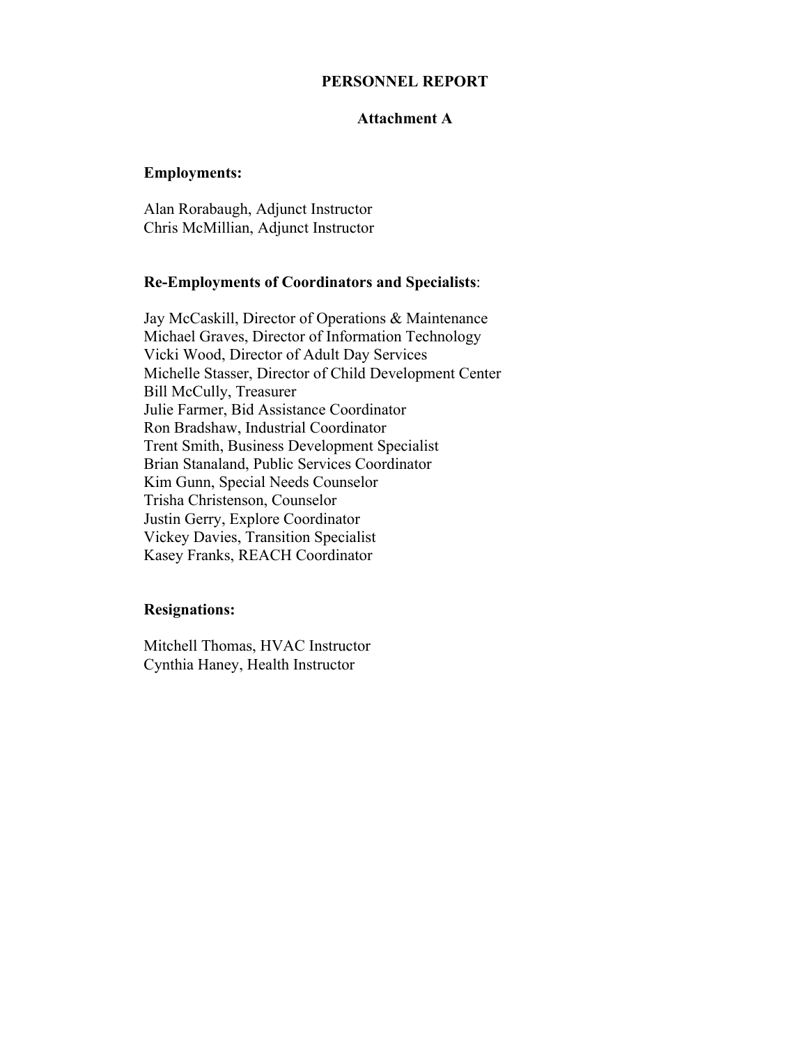# PERSONNEL REPORT

## Attachment A

**Employments:**

Alan Rorabaugh, Adjunct Instructor
Chris McMillian, Adjunct Instructor

**Re-Employments of Coordinators and Specialists**:

Jay McCaskill, Director of Operations & Maintenance
Michael Graves, Director of Information Technology
Vicki Wood, Director of Adult Day Services
Michelle Stasser, Director of Child Development Center
Bill McCully, Treasurer
Julie Farmer, Bid Assistance Coordinator
Ron Bradshaw, Industrial Coordinator
Trent Smith, Business Development Specialist
Brian Stanaland, Public Services Coordinator
Kim Gunn, Special Needs Counselor
Trisha Christenson, Counselor
Justin Gerry, Explore Coordinator
Vickey Davies, Transition Specialist
Kasey Franks, REACH Coordinator

**Resignations:**

Mitchell Thomas, HVAC Instructor
Cynthia Haney, Health Instructor